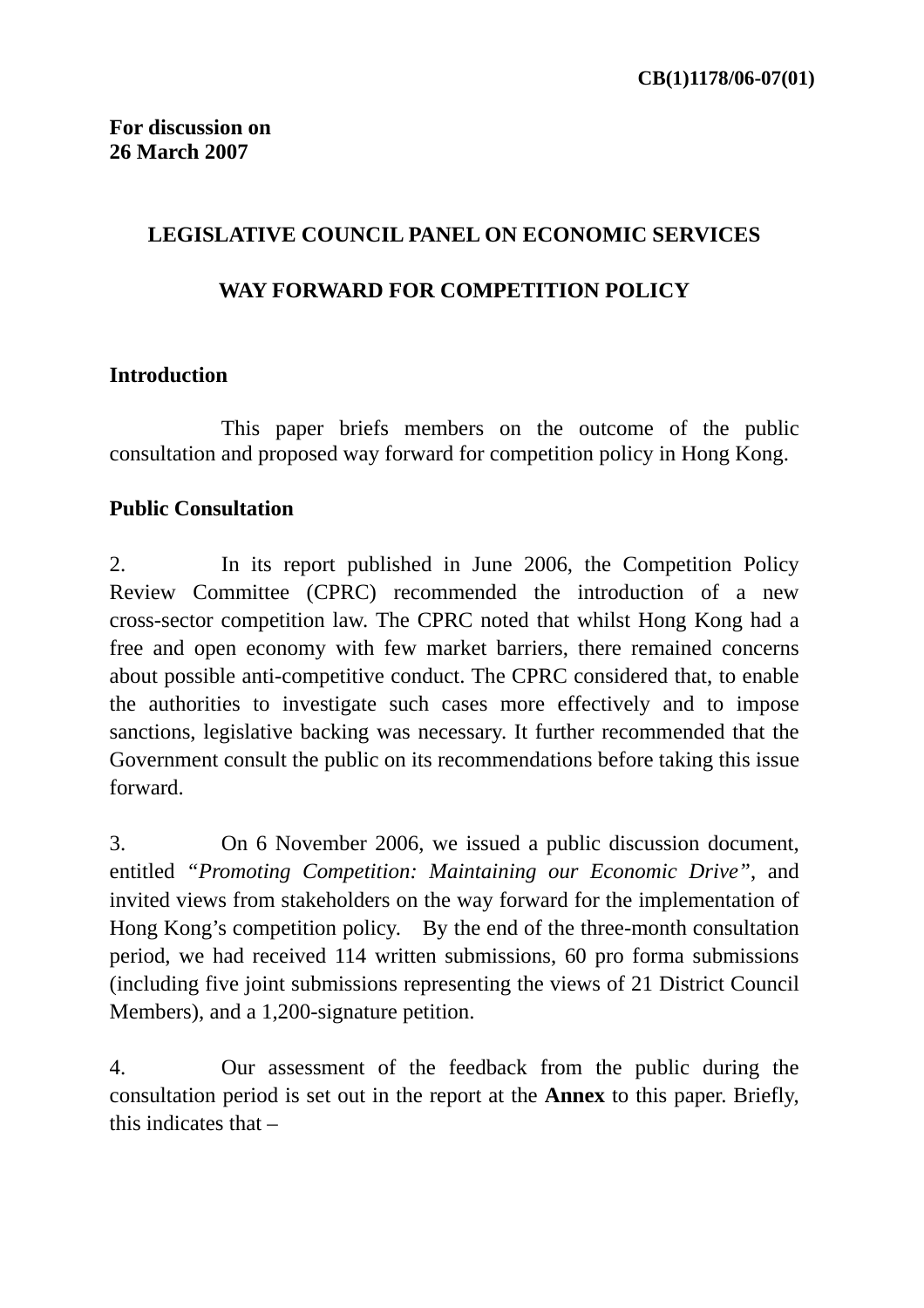**CB(1)1178/06-07(01)**

**For discussion on**
**26 March 2007**

**LEGISLATIVE COUNCIL PANEL ON ECONOMIC SERVICES**

**WAY FORWARD FOR COMPETITION POLICY**

**Introduction**

This paper briefs members on the outcome of the public consultation and proposed way forward for competition policy in Hong Kong.

**Public Consultation**

2. In its report published in June 2006, the Competition Policy Review Committee (CPRC) recommended the introduction of a new cross-sector competition law. The CPRC noted that whilst Hong Kong had a free and open economy with few market barriers, there remained concerns about possible anti-competitive conduct. The CPRC considered that, to enable the authorities to investigate such cases more effectively and to impose sanctions, legislative backing was necessary. It further recommended that the Government consult the public on its recommendations before taking this issue forward.

3. On 6 November 2006, we issued a public discussion document, entitled "*Promoting Competition: Maintaining our Economic Drive*", and invited views from stakeholders on the way forward for the implementation of Hong Kong's competition policy. By the end of the three-month consultation period, we had received 114 written submissions, 60 pro forma submissions (including five joint submissions representing the views of 21 District Council Members), and a 1,200-signature petition.

4. Our assessment of the feedback from the public during the consultation period is set out in the report at the **Annex** to this paper. Briefly, this indicates that –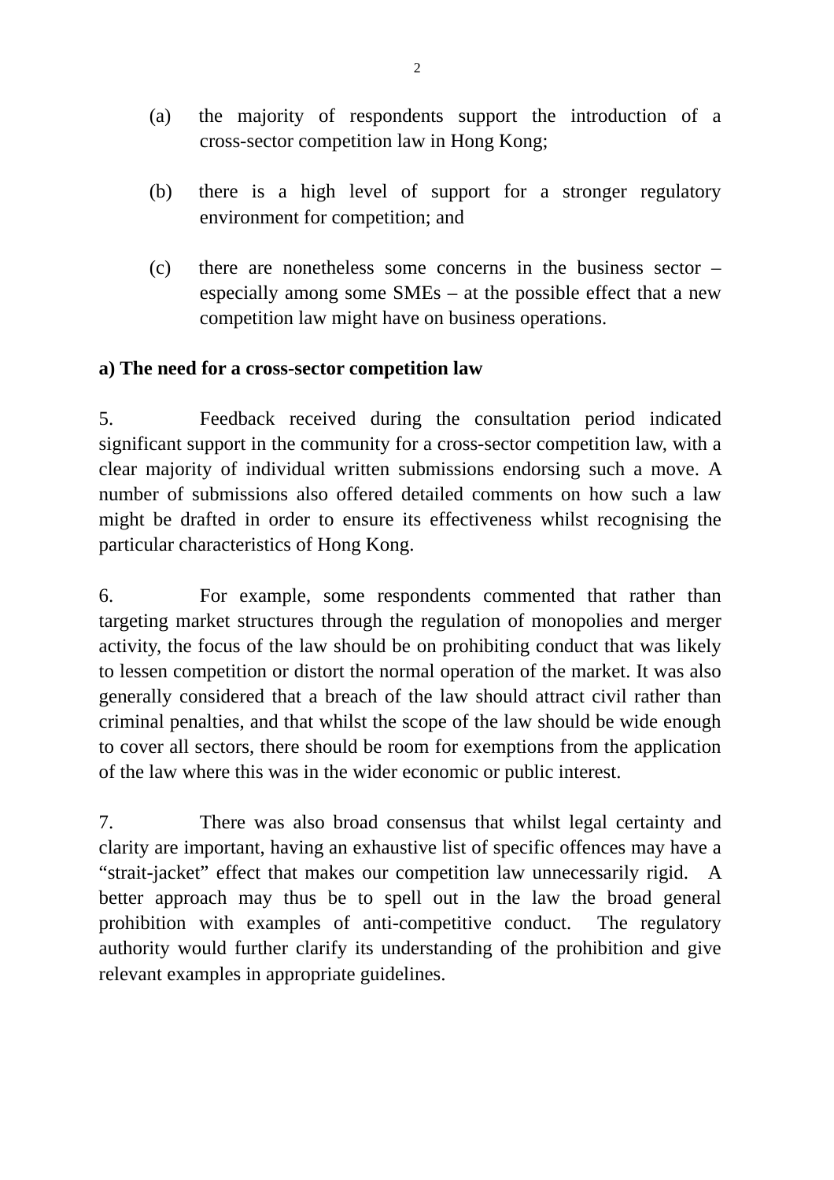(a) the majority of respondents support the introduction of a cross-sector competition law in Hong Kong;

(b) there is a high level of support for a stronger regulatory environment for competition; and

(c) there are nonetheless some concerns in the business sector – especially among some SMEs – at the possible effect that a new competition law might have on business operations.

**a) The need for a cross-sector competition law**

5. Feedback received during the consultation period indicated significant support in the community for a cross-sector competition law, with a clear majority of individual written submissions endorsing such a move. A number of submissions also offered detailed comments on how such a law might be drafted in order to ensure its effectiveness whilst recognising the particular characteristics of Hong Kong.

6. For example, some respondents commented that rather than targeting market structures through the regulation of monopolies and merger activity, the focus of the law should be on prohibiting conduct that was likely to lessen competition or distort the normal operation of the market. It was also generally considered that a breach of the law should attract civil rather than criminal penalties, and that whilst the scope of the law should be wide enough to cover all sectors, there should be room for exemptions from the application of the law where this was in the wider economic or public interest.

7. There was also broad consensus that whilst legal certainty and clarity are important, having an exhaustive list of specific offences may have a “strait-jacket” effect that makes our competition law unnecessarily rigid. A better approach may thus be to spell out in the law the broad general prohibition with examples of anti-competitive conduct. The regulatory authority would further clarify its understanding of the prohibition and give relevant examples in appropriate guidelines.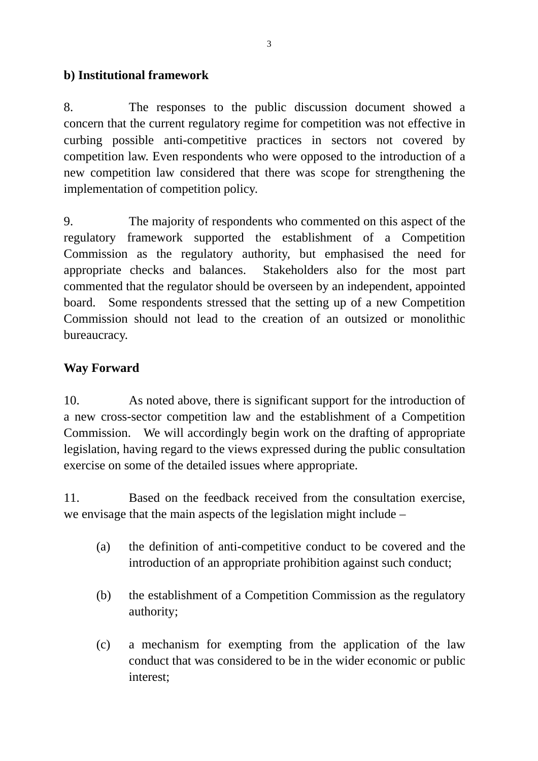**b) Institutional framework**

8. The responses to the public discussion document showed a concern that the current regulatory regime for competition was not effective in curbing possible anti-competitive practices in sectors not covered by competition law. Even respondents who were opposed to the introduction of a new competition law considered that there was scope for strengthening the implementation of competition policy.

9. The majority of respondents who commented on this aspect of the regulatory framework supported the establishment of a Competition Commission as the regulatory authority, but emphasised the need for appropriate checks and balances. Stakeholders also for the most part commented that the regulator should be overseen by an independent, appointed board. Some respondents stressed that the setting up of a new Competition Commission should not lead to the creation of an outsized or monolithic bureaucracy.

**Way Forward**

10. As noted above, there is significant support for the introduction of a new cross-sector competition law and the establishment of a Competition Commission. We will accordingly begin work on the drafting of appropriate legislation, having regard to the views expressed during the public consultation exercise on some of the detailed issues where appropriate.

11. Based on the feedback received from the consultation exercise, we envisage that the main aspects of the legislation might include –

(a) the definition of anti-competitive conduct to be covered and the introduction of an appropriate prohibition against such conduct;

(b) the establishment of a Competition Commission as the regulatory authority;

(c) a mechanism for exempting from the application of the law conduct that was considered to be in the wider economic or public interest;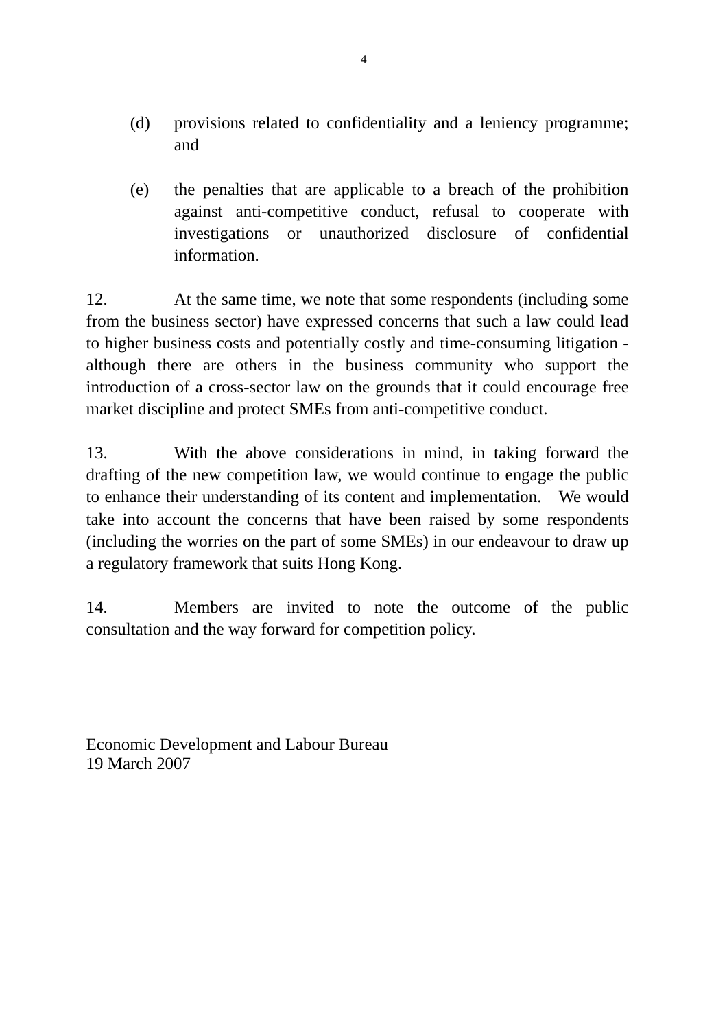(d) provisions related to confidentiality and a leniency programme; and

(e) the penalties that are applicable to a breach of the prohibition against anti-competitive conduct, refusal to cooperate with investigations or unauthorized disclosure of confidential information.

12. At the same time, we note that some respondents (including some from the business sector) have expressed concerns that such a law could lead to higher business costs and potentially costly and time-consuming litigation - although there are others in the business community who support the introduction of a cross-sector law on the grounds that it could encourage free market discipline and protect SMEs from anti-competitive conduct.

13. With the above considerations in mind, in taking forward the drafting of the new competition law, we would continue to engage the public to enhance their understanding of its content and implementation. We would take into account the concerns that have been raised by some respondents (including the worries on the part of some SMEs) in our endeavour to draw up a regulatory framework that suits Hong Kong.

14. Members are invited to note the outcome of the public consultation and the way forward for competition policy.

Economic Development and Labour Bureau
19 March 2007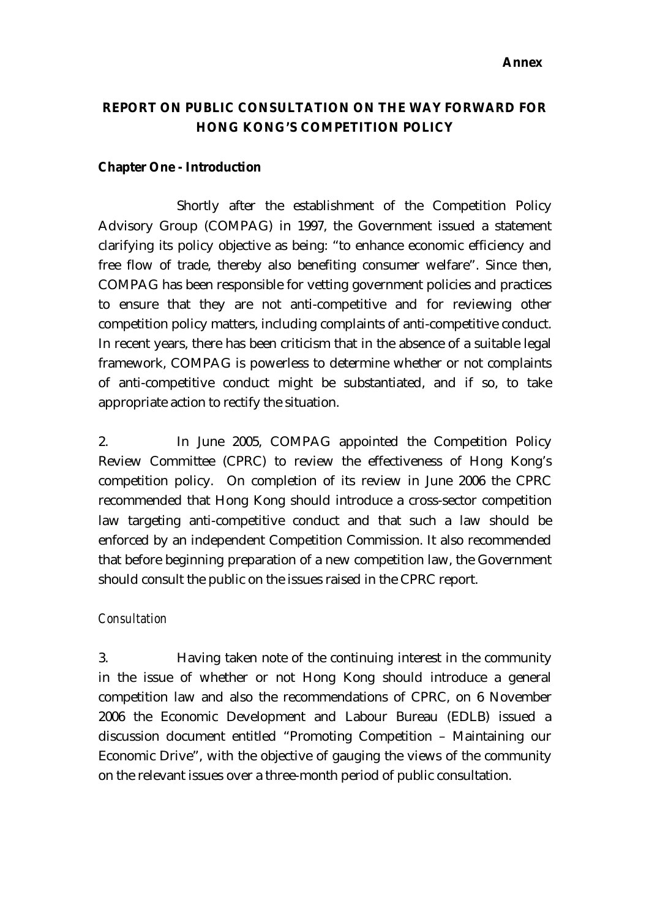**Annex**

# REPORT ON PUBLIC CONSULTATION ON THE WAY FORWARD FOR HONG KONG'S COMPETITION POLICY

## Chapter One - Introduction

Shortly after the establishment of the Competition Policy Advisory Group (COMPAG) in 1997, the Government issued a statement clarifying its policy objective as being: "to enhance economic efficiency and free flow of trade, thereby also benefiting consumer welfare". Since then, COMPAG has been responsible for vetting government policies and practices to ensure that they are not anti-competitive and for reviewing other competition policy matters, including complaints of anti-competitive conduct. In recent years, there has been criticism that in the absence of a suitable legal framework, COMPAG is powerless to determine whether or not complaints of anti-competitive conduct might be substantiated, and if so, to take appropriate action to rectify the situation.

2. In June 2005, COMPAG appointed the Competition Policy Review Committee (CPRC) to review the effectiveness of Hong Kong's competition policy. On completion of its review in June 2006 the CPRC recommended that Hong Kong should introduce a cross-sector competition law targeting anti-competitive conduct and that such a law should be enforced by an independent Competition Commission. It also recommended that before beginning preparation of a new competition law, the Government should consult the public on the issues raised in the CPRC report.

### *Consultation*

3. Having taken note of the continuing interest in the community in the issue of whether or not Hong Kong should introduce a general competition law and also the recommendations of CPRC, on 6 November 2006 the Economic Development and Labour Bureau (EDLB) issued a discussion document entitled "Promoting Competition – Maintaining our Economic Drive", with the objective of gauging the views of the community on the relevant issues over a three-month period of public consultation.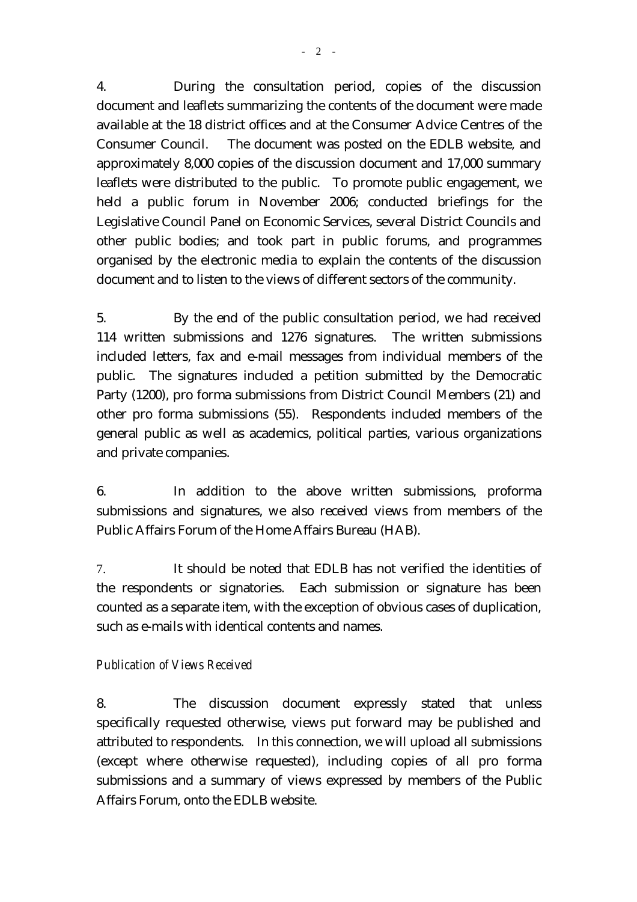4. During the consultation period, copies of the discussion document and leaflets summarizing the contents of the document were made available at the 18 district offices and at the Consumer Advice Centres of the Consumer Council. The document was posted on the EDLB website, and approximately 8,000 copies of the discussion document and 17,000 summary leaflets were distributed to the public. To promote public engagement, we held a public forum in November 2006; conducted briefings for the Legislative Council Panel on Economic Services, several District Councils and other public bodies; and took part in public forums, and programmes organised by the electronic media to explain the contents of the discussion document and to listen to the views of different sectors of the community.

5. By the end of the public consultation period, we had received 114 written submissions and 1276 signatures. The written submissions included letters, fax and e-mail messages from individual members of the public. The signatures included a petition submitted by the Democratic Party (1200), pro forma submissions from District Council Members (21) and other pro forma submissions (55). Respondents included members of the general public as well as academics, political parties, various organizations and private companies.

6. In addition to the above written submissions, proforma submissions and signatures, we also received views from members of the Public Affairs Forum of the Home Affairs Bureau (HAB).

7. It should be noted that EDLB has not verified the identities of the respondents or signatories. Each submission or signature has been counted as a separate item, with the exception of obvious cases of duplication, such as e-mails with identical contents and names.

*Publication of Views Received*

8. The discussion document expressly stated that unless specifically requested otherwise, views put forward may be published and attributed to respondents. In this connection, we will upload all submissions (except where otherwise requested), including copies of all pro forma submissions and a summary of views expressed by members of the Public Affairs Forum, onto the EDLB website.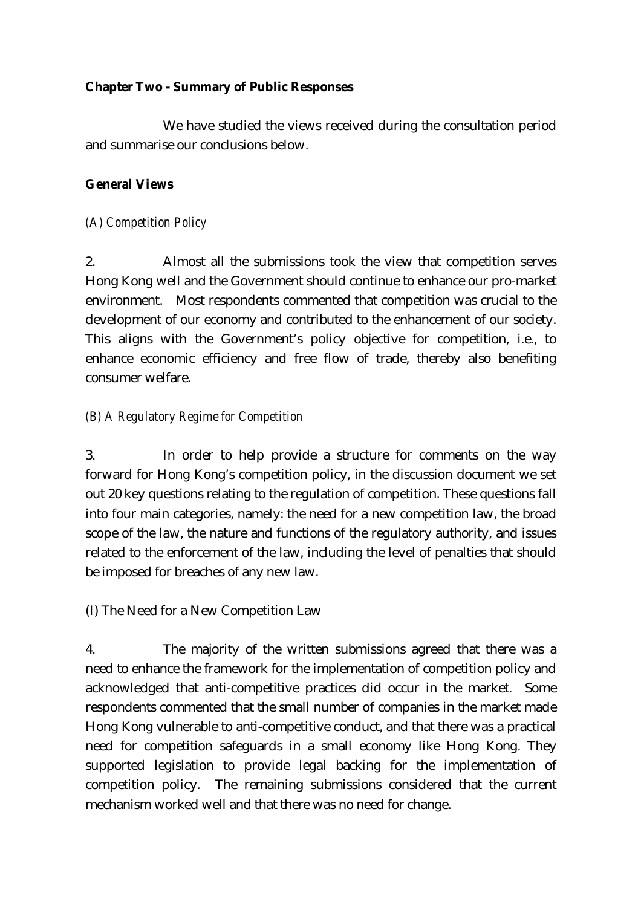## Chapter Two - Summary of Public Responses

We have studied the views received during the consultation period and summarise our conclusions below.

### General Views

#### *(A) Competition Policy*

2. Almost all the submissions took the view that competition serves Hong Kong well and the Government should continue to enhance our pro-market environment. Most respondents commented that competition was crucial to the development of our economy and contributed to the enhancement of our society. This aligns with the Government's policy objective for competition, i.e., to enhance economic efficiency and free flow of trade, thereby also benefiting consumer welfare.

#### *(B) A Regulatory Regime for Competition*

3. In order to help provide a structure for comments on the way forward for Hong Kong's competition policy, in the discussion document we set out 20 key questions relating to the regulation of competition. These questions fall into four main categories, namely: the need for a new competition law, the broad scope of the law, the nature and functions of the regulatory authority, and issues related to the enforcement of the law, including the level of penalties that should be imposed for breaches of any new law.

(I) The Need for a New Competition Law

4. The majority of the written submissions agreed that there was a need to enhance the framework for the implementation of competition policy and acknowledged that anti-competitive practices did occur in the market. Some respondents commented that the small number of companies in the market made Hong Kong vulnerable to anti-competitive conduct, and that there was a practical need for competition safeguards in a small economy like Hong Kong. They supported legislation to provide legal backing for the implementation of competition policy. The remaining submissions considered that the current mechanism worked well and that there was no need for change.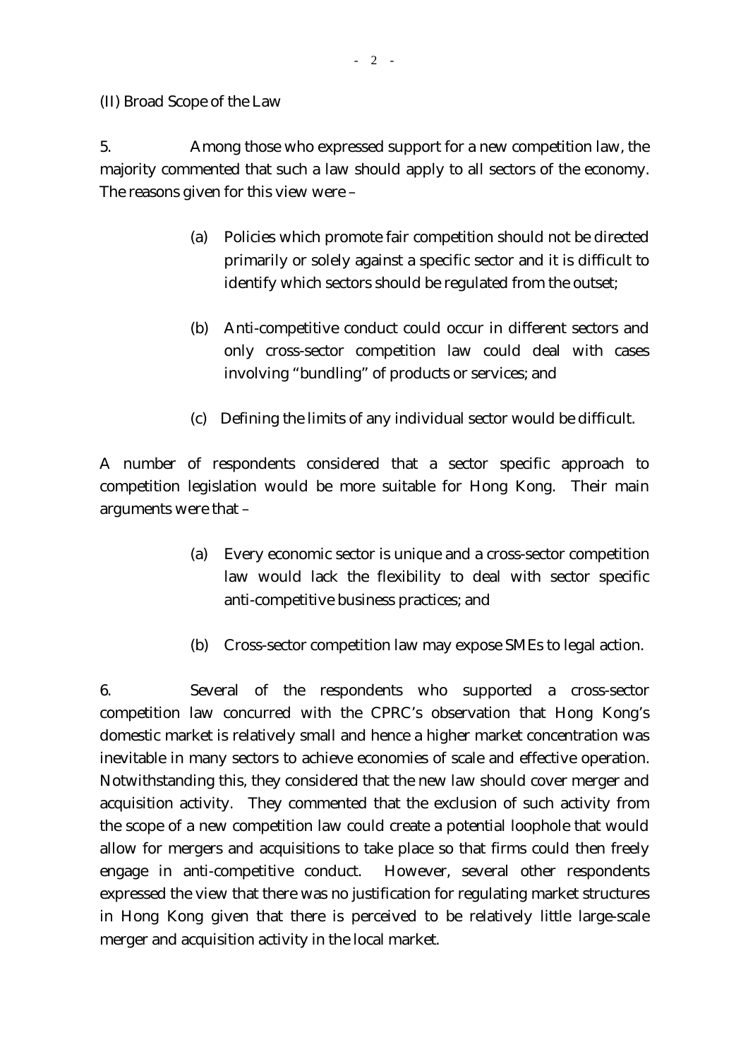(II) Broad Scope of the Law

5. Among those who expressed support for a new competition law, the majority commented that such a law should apply to all sectors of the economy. The reasons given for this view were –

(a) Policies which promote fair competition should not be directed primarily or solely against a specific sector and it is difficult to identify which sectors should be regulated from the outset;

(b) Anti-competitive conduct could occur in different sectors and only cross-sector competition law could deal with cases involving "bundling" of products or services; and

(c) Defining the limits of any individual sector would be difficult.

A number of respondents considered that a sector specific approach to competition legislation would be more suitable for Hong Kong. Their main arguments were that –

(a) Every economic sector is unique and a cross-sector competition law would lack the flexibility to deal with sector specific anti-competitive business practices; and

(b) Cross-sector competition law may expose SMEs to legal action.

6. Several of the respondents who supported a cross-sector competition law concurred with the CPRC's observation that Hong Kong's domestic market is relatively small and hence a higher market concentration was inevitable in many sectors to achieve economies of scale and effective operation. Notwithstanding this, they considered that the new law should cover merger and acquisition activity. They commented that the exclusion of such activity from the scope of a new competition law could create a potential loophole that would allow for mergers and acquisitions to take place so that firms could then freely engage in anti-competitive conduct. However, several other respondents expressed the view that there was no justification for regulating market structures in Hong Kong given that there is perceived to be relatively little large-scale merger and acquisition activity in the local market.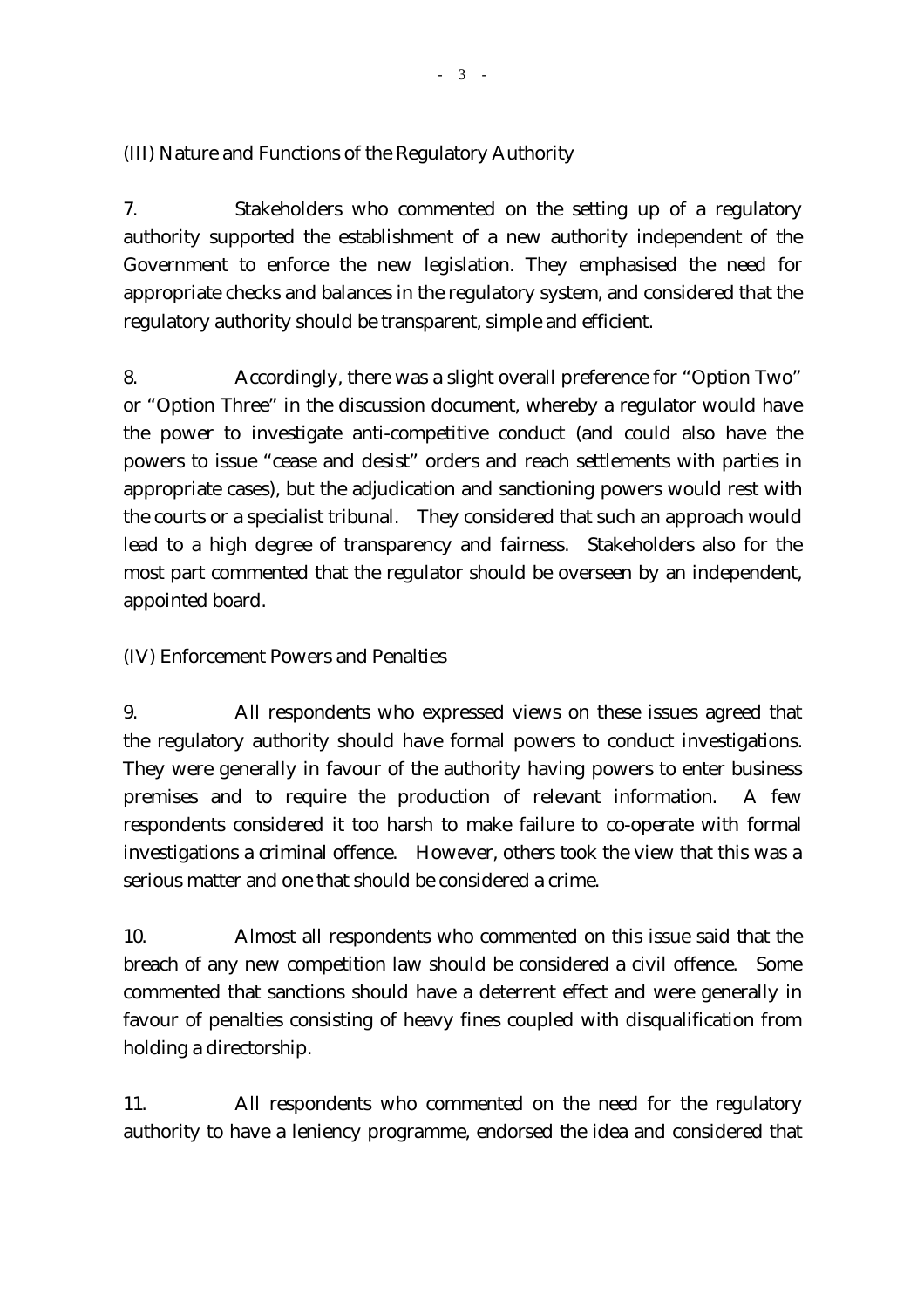(III) Nature and Functions of the Regulatory Authority

7. Stakeholders who commented on the setting up of a regulatory authority supported the establishment of a new authority independent of the Government to enforce the new legislation. They emphasised the need for appropriate checks and balances in the regulatory system, and considered that the regulatory authority should be transparent, simple and efficient.

8. Accordingly, there was a slight overall preference for "Option Two" or "Option Three" in the discussion document, whereby a regulator would have the power to investigate anti-competitive conduct (and could also have the powers to issue "cease and desist" orders and reach settlements with parties in appropriate cases), but the adjudication and sanctioning powers would rest with the courts or a specialist tribunal. They considered that such an approach would lead to a high degree of transparency and fairness. Stakeholders also for the most part commented that the regulator should be overseen by an independent, appointed board.

(IV) Enforcement Powers and Penalties

9. All respondents who expressed views on these issues agreed that the regulatory authority should have formal powers to conduct investigations. They were generally in favour of the authority having powers to enter business premises and to require the production of relevant information. A few respondents considered it too harsh to make failure to co-operate with formal investigations a criminal offence. However, others took the view that this was a serious matter and one that should be considered a crime.

10. Almost all respondents who commented on this issue said that the breach of any new competition law should be considered a civil offence. Some commented that sanctions should have a deterrent effect and were generally in favour of penalties consisting of heavy fines coupled with disqualification from holding a directorship.

11. All respondents who commented on the need for the regulatory authority to have a leniency programme, endorsed the idea and considered that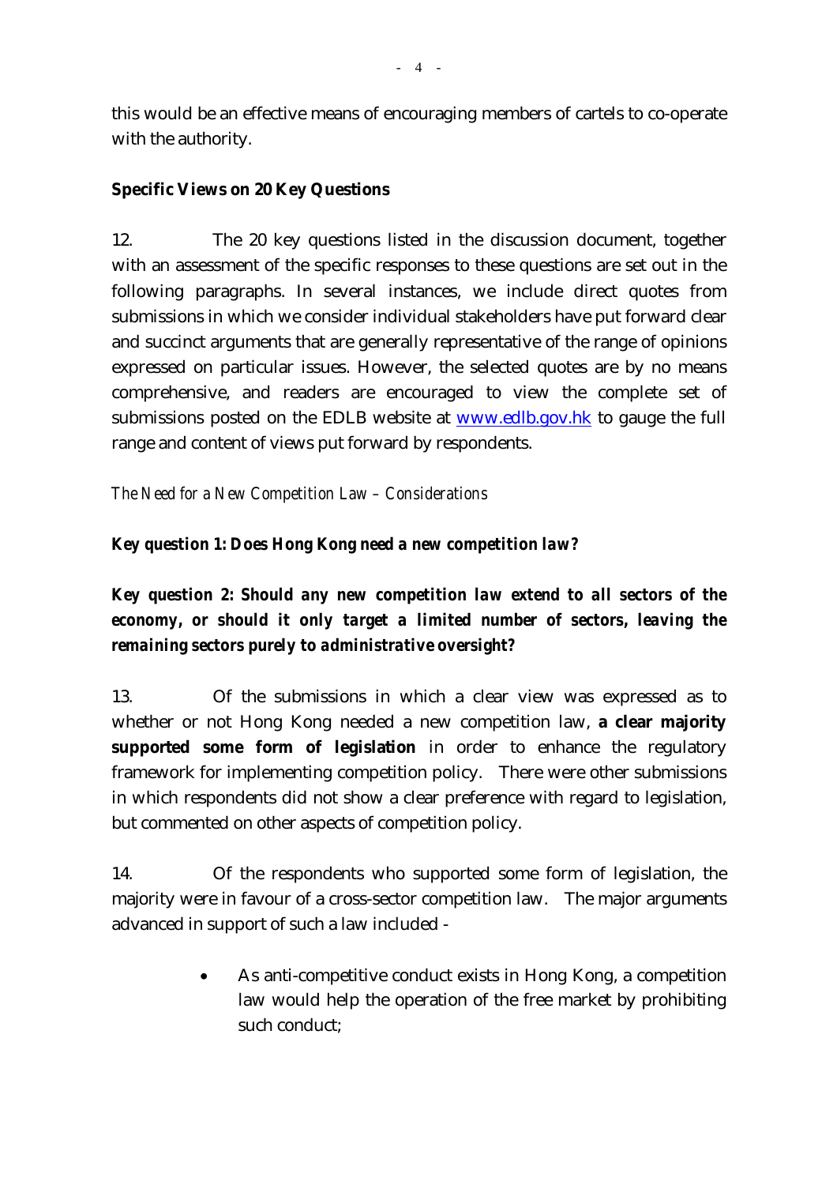this would be an effective means of encouraging members of cartels to co-operate with the authority.

**Specific Views on 20 Key Questions**

12. The 20 key questions listed in the discussion document, together with an assessment of the specific responses to these questions are set out in the following paragraphs. In several instances, we include direct quotes from submissions in which we consider individual stakeholders have put forward clear and succinct arguments that are generally representative of the range of opinions expressed on particular issues. However, the selected quotes are by no means comprehensive, and readers are encouraged to view the complete set of submissions posted on the EDLB website at [www.edlb.gov.hk](http://www.edlb.gov.hk) to gauge the full range and content of views put forward by respondents.

*The Need for a New Competition Law – Considerations*

***Key question 1: Does Hong Kong need a new competition law?***

***Key question 2: Should any new competition law extend to all sectors of the economy, or should it only target a limited number of sectors, leaving the remaining sectors purely to administrative oversight?***

13. Of the submissions in which a clear view was expressed as to whether or not Hong Kong needed a new competition law, **a clear majority supported some form of legislation** in order to enhance the regulatory framework for implementing competition policy. There were other submissions in which respondents did not show a clear preference with regard to legislation, but commented on other aspects of competition policy.

14. Of the respondents who supported some form of legislation, the majority were in favour of a cross-sector competition law. The major arguments advanced in support of such a law included -

- As anti-competitive conduct exists in Hong Kong, a competition law would help the operation of the free market by prohibiting such conduct;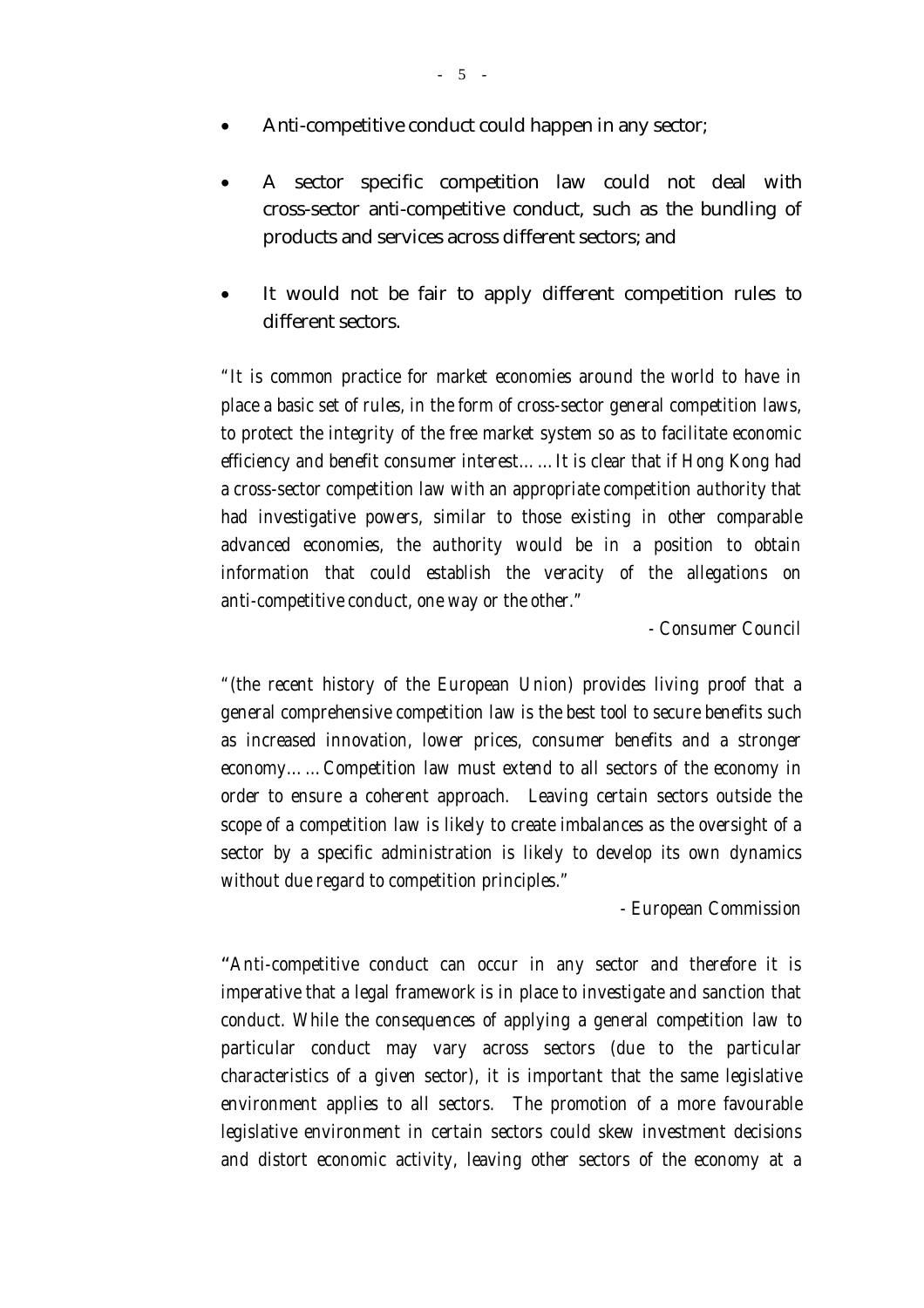- Anti-competitive conduct could happen in any sector;
- A sector specific competition law could not deal with cross-sector anti-competitive conduct, such as the bundling of products and services across different sectors; and
- It would not be fair to apply different competition rules to different sectors.

*"It is common practice for market economies around the world to have in place a basic set of rules, in the form of cross-sector general competition laws, to protect the integrity of the free market system so as to facilitate economic efficiency and benefit consumer interest……It is clear that if Hong Kong had a cross-sector competition law with an appropriate competition authority that had investigative powers, similar to those existing in other comparable advanced economies, the authority would be in a position to obtain information that could establish the veracity of the allegations on anti-competitive conduct, one way or the other."*

*- Consumer Council*

*"(the recent history of the European Union) provides living proof that a general comprehensive competition law is the best tool to secure benefits such as increased innovation, lower prices, consumer benefits and a stronger economy……Competition law must extend to all sectors of the economy in order to ensure a coherent approach. Leaving certain sectors outside the scope of a competition law is likely to create imbalances as the oversight of a sector by a specific administration is likely to develop its own dynamics without due regard to competition principles."*

*- European Commission*

*"Anti-competitive conduct can occur in any sector and therefore it is imperative that a legal framework is in place to investigate and sanction that conduct. While the consequences of applying a general competition law to particular conduct may vary across sectors (due to the particular characteristics of a given sector), it is important that the same legislative environment applies to all sectors. The promotion of a more favourable legislative environment in certain sectors could skew investment decisions and distort economic activity, leaving other sectors of the economy at a*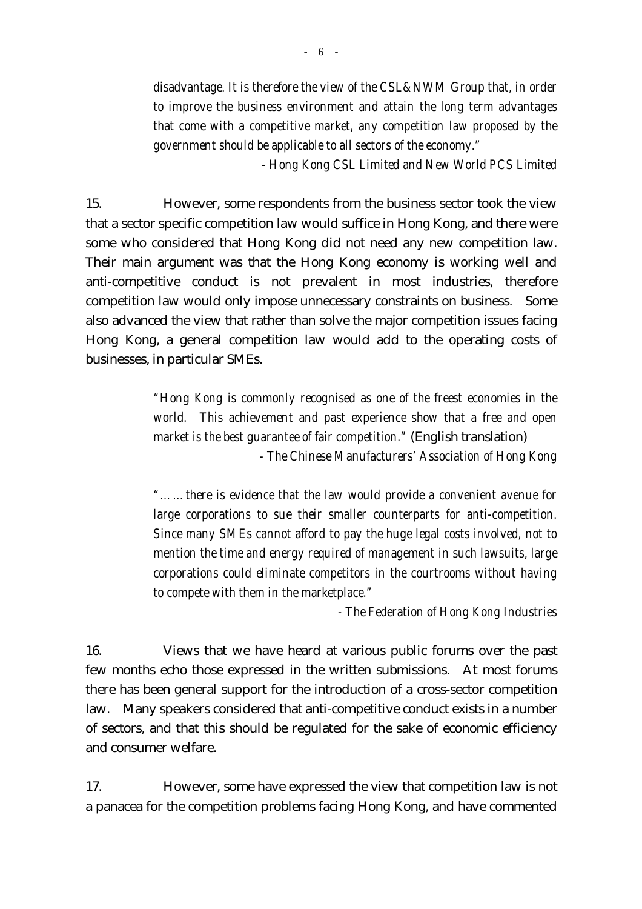> *disadvantage. It is therefore the view of the CSL&NWM Group that, in order to improve the business environment and attain the long term advantages that come with a competitive market, any competition law proposed by the government should be applicable to all sectors of the economy."*
>
> *- Hong Kong CSL Limited and New World PCS Limited*

15. However, some respondents from the business sector took the view that a sector specific competition law would suffice in Hong Kong, and there were some who considered that Hong Kong did not need any new competition law. Their main argument was that the Hong Kong economy is working well and anti-competitive conduct is not prevalent in most industries, therefore competition law would only impose unnecessary constraints on business. Some also advanced the view that rather than solve the major competition issues facing Hong Kong, a general competition law would add to the operating costs of businesses, in particular SMEs.

> *"Hong Kong is commonly recognised as one of the freest economies in the world. This achievement and past experience show that a free and open market is the best guarantee of fair competition."* (English translation)
>
> *- The Chinese Manufacturers' Association of Hong Kong*

> *"……there is evidence that the law would provide a convenient avenue for large corporations to sue their smaller counterparts for anti-competition. Since many SMEs cannot afford to pay the huge legal costs involved, not to mention the time and energy required of management in such lawsuits, large corporations could eliminate competitors in the courtrooms without having to compete with them in the marketplace."*
>
> *- The Federation of Hong Kong Industries*

16. Views that we have heard at various public forums over the past few months echo those expressed in the written submissions. At most forums there has been general support for the introduction of a cross-sector competition law. Many speakers considered that anti-competitive conduct exists in a number of sectors, and that this should be regulated for the sake of economic efficiency and consumer welfare.

17. However, some have expressed the view that competition law is not a panacea for the competition problems facing Hong Kong, and have commented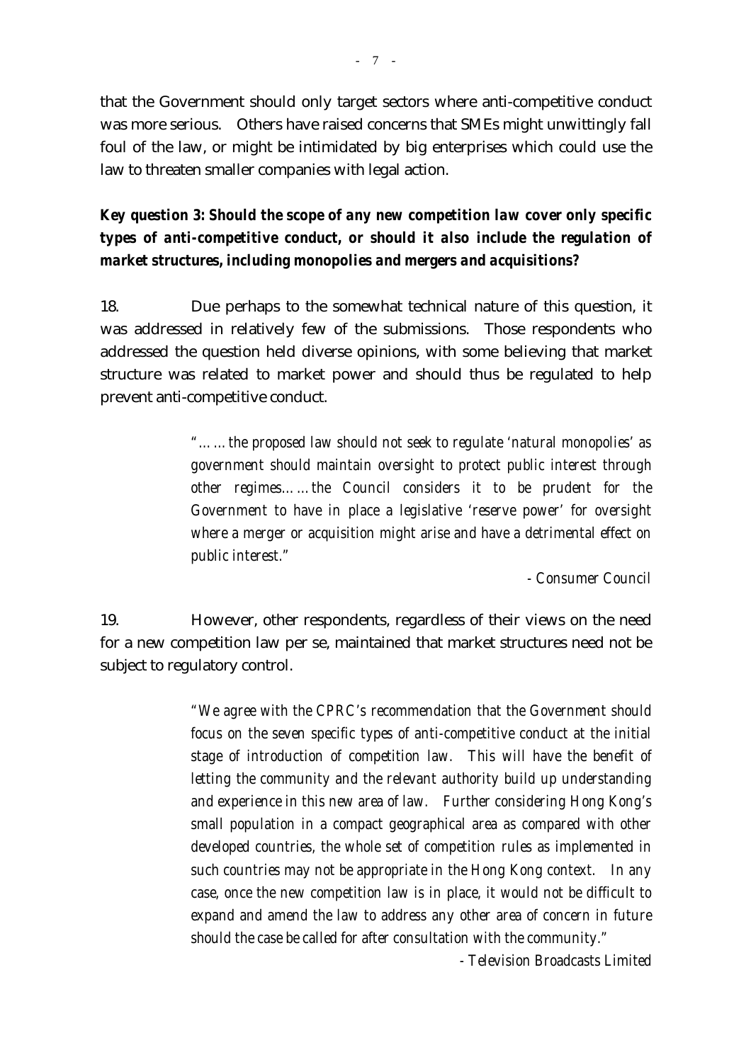that the Government should only target sectors where anti-competitive conduct was more serious. Others have raised concerns that SMEs might unwittingly fall foul of the law, or might be intimidated by big enterprises which could use the law to threaten smaller companies with legal action.

***Key question 3: Should the scope of any new competition law cover only specific types of anti-competitive conduct, or should it also include the regulation of market structures, including monopolies and mergers and acquisitions?***

18. Due perhaps to the somewhat technical nature of this question, it was addressed in relatively few of the submissions. Those respondents who addressed the question held diverse opinions, with some believing that market structure was related to market power and should thus be regulated to help prevent anti-competitive conduct.

> *"……the proposed law should not seek to regulate 'natural monopolies' as government should maintain oversight to protect public interest through other regimes……the Council considers it to be prudent for the Government to have in place a legislative 'reserve power' for oversight where a merger or acquisition might arise and have a detrimental effect on public interest."*
>
> *- Consumer Council*

19. However, other respondents, regardless of their views on the need for a new competition law per se, maintained that market structures need not be subject to regulatory control.

> *"We agree with the CPRC's recommendation that the Government should focus on the seven specific types of anti-competitive conduct at the initial stage of introduction of competition law. This will have the benefit of letting the community and the relevant authority build up understanding and experience in this new area of law. Further considering Hong Kong's small population in a compact geographical area as compared with other developed countries, the whole set of competition rules as implemented in such countries may not be appropriate in the Hong Kong context. In any case, once the new competition law is in place, it would not be difficult to expand and amend the law to address any other area of concern in future should the case be called for after consultation with the community."*
>
> *- Television Broadcasts Limited*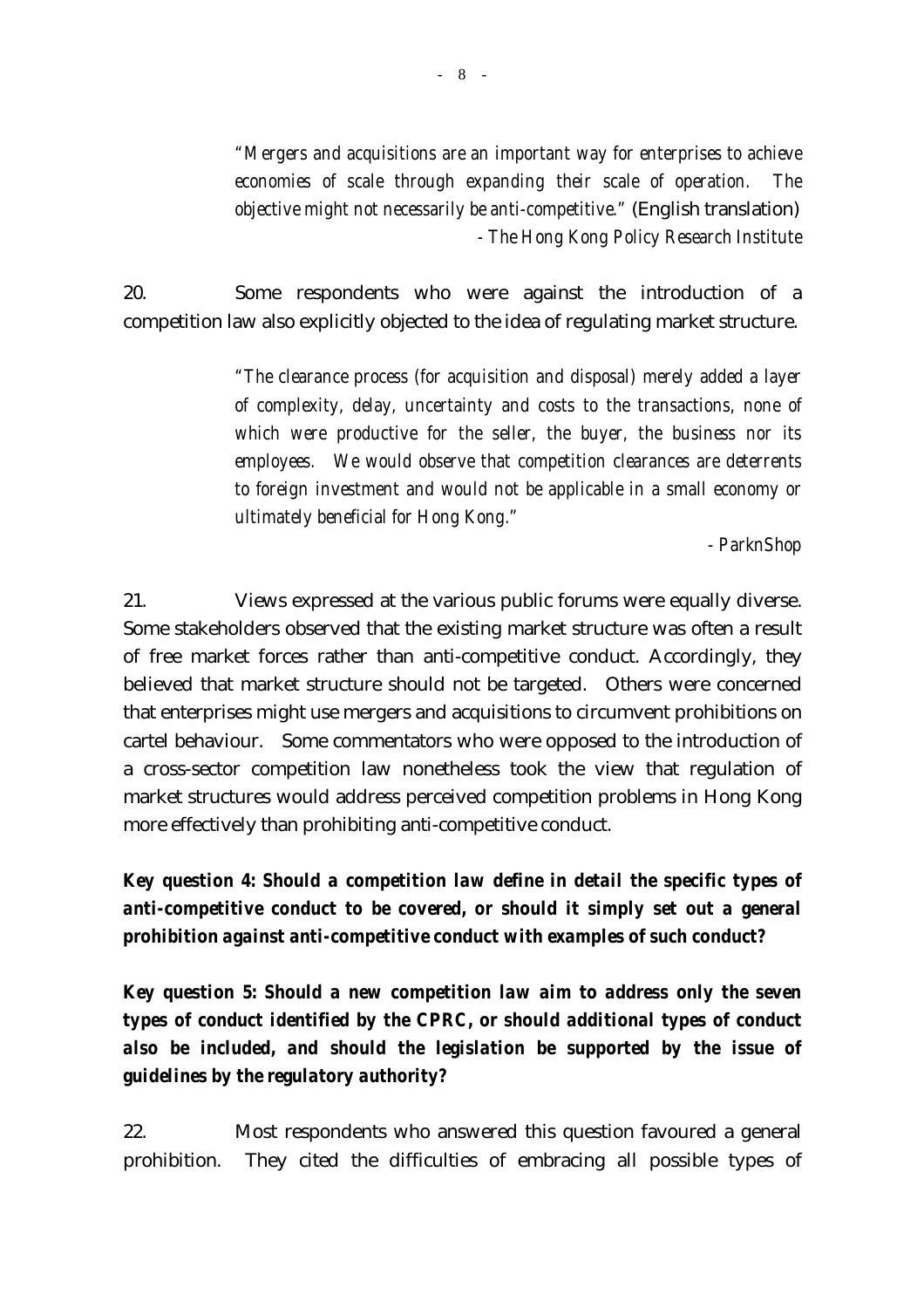> *"Mergers and acquisitions are an important way for enterprises to achieve economies of scale through expanding their scale of operation. The objective might not necessarily be anti-competitive."* (English translation)
>
> *- The Hong Kong Policy Research Institute*

20. Some respondents who were against the introduction of a competition law also explicitly objected to the idea of regulating market structure.

> *"The clearance process (for acquisition and disposal) merely added a layer of complexity, delay, uncertainty and costs to the transactions, none of which were productive for the seller, the buyer, the business nor its employees. We would observe that competition clearances are deterrents to foreign investment and would not be applicable in a small economy or ultimately beneficial for Hong Kong."*
>
> *- ParknShop*

21. Views expressed at the various public forums were equally diverse. Some stakeholders observed that the existing market structure was often a result of free market forces rather than anti-competitive conduct. Accordingly, they believed that market structure should not be targeted. Others were concerned that enterprises might use mergers and acquisitions to circumvent prohibitions on cartel behaviour. Some commentators who were opposed to the introduction of a cross-sector competition law nonetheless took the view that regulation of market structures would address perceived competition problems in Hong Kong more effectively than prohibiting anti-competitive conduct.

***Key question 4: Should a competition law define in detail the specific types of anti-competitive conduct to be covered, or should it simply set out a general prohibition against anti-competitive conduct with examples of such conduct?***

***Key question 5: Should a new competition law aim to address only the seven types of conduct identified by the CPRC, or should additional types of conduct also be included, and should the legislation be supported by the issue of guidelines by the regulatory authority?***

22. Most respondents who answered this question favoured a general prohibition. They cited the difficulties of embracing all possible types of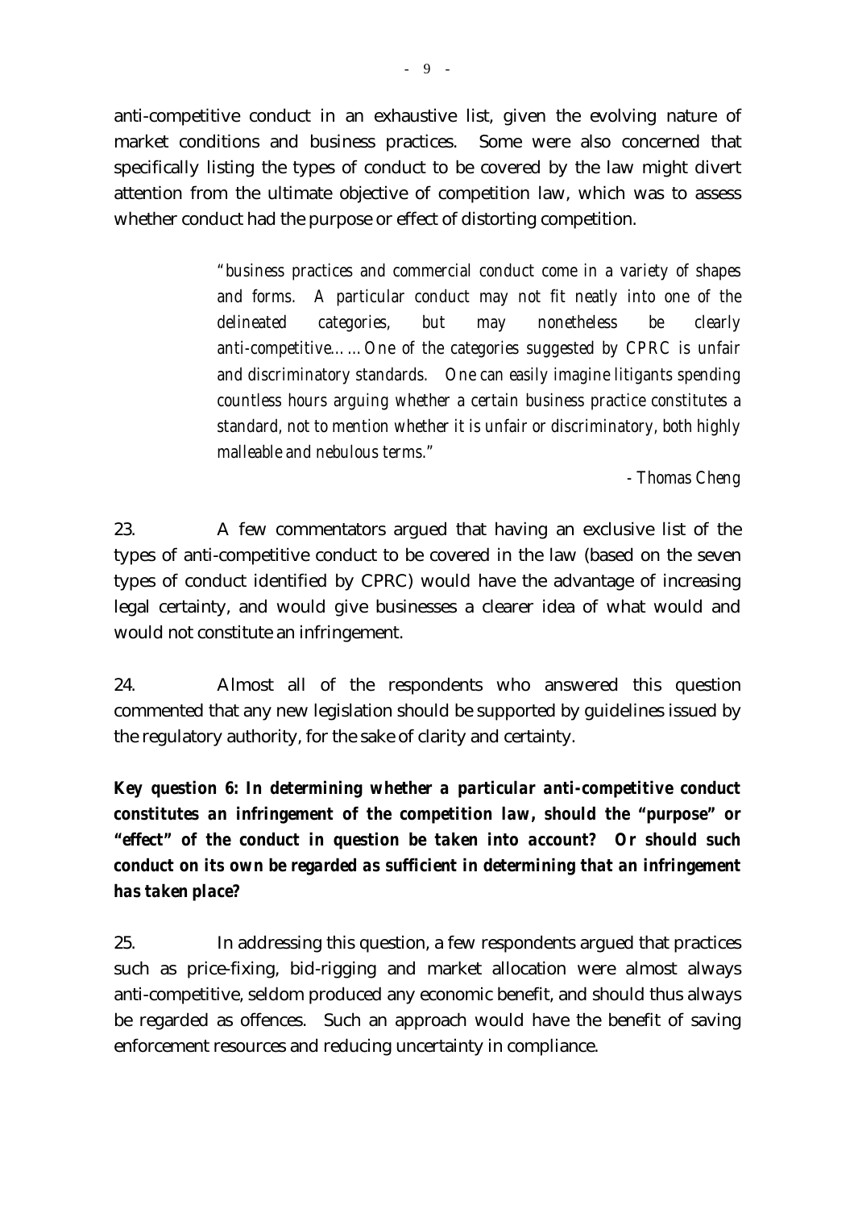anti-competitive conduct in an exhaustive list, given the evolving nature of market conditions and business practices. Some were also concerned that specifically listing the types of conduct to be covered by the law might divert attention from the ultimate objective of competition law, which was to assess whether conduct had the purpose or effect of distorting competition.

> *"business practices and commercial conduct come in a variety of shapes and forms. A particular conduct may not fit neatly into one of the delineated categories, but may nonetheless be clearly anti-competitive……One of the categories suggested by CPRC is unfair and discriminatory standards. One can easily imagine litigants spending countless hours arguing whether a certain business practice constitutes a standard, not to mention whether it is unfair or discriminatory, both highly malleable and nebulous terms."*
>
> *- Thomas Cheng*

23. A few commentators argued that having an exclusive list of the types of anti-competitive conduct to be covered in the law (based on the seven types of conduct identified by CPRC) would have the advantage of increasing legal certainty, and would give businesses a clearer idea of what would and would not constitute an infringement.

24. Almost all of the respondents who answered this question commented that any new legislation should be supported by guidelines issued by the regulatory authority, for the sake of clarity and certainty.

***Key question 6: In determining whether a particular anti-competitive conduct constitutes an infringement of the competition law, should the "purpose" or "effect" of the conduct in question be taken into account? Or should such conduct on its own be regarded as sufficient in determining that an infringement has taken place?***

25. In addressing this question, a few respondents argued that practices such as price-fixing, bid-rigging and market allocation were almost always anti-competitive, seldom produced any economic benefit, and should thus always be regarded as offences. Such an approach would have the benefit of saving enforcement resources and reducing uncertainty in compliance.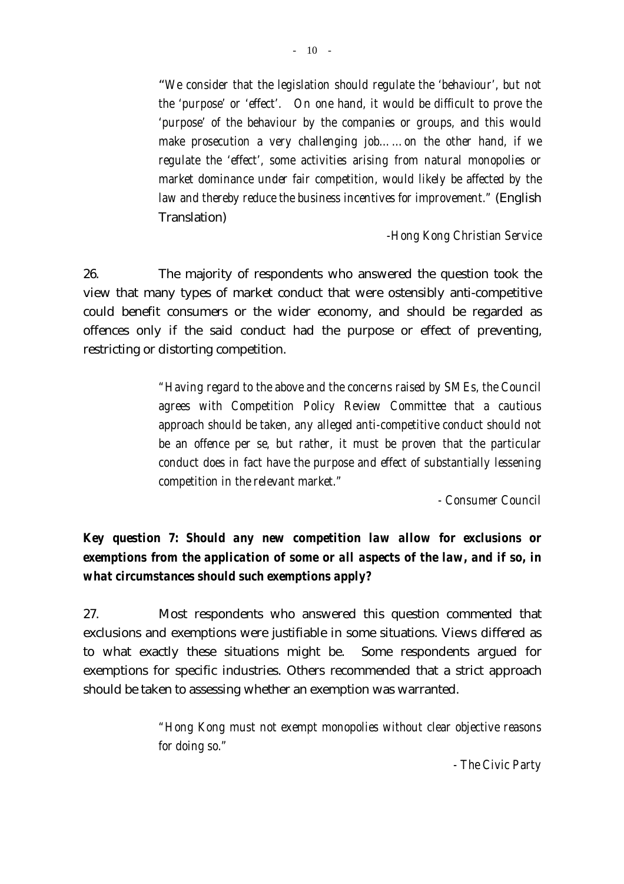> *"We consider that the legislation should regulate the 'behaviour', but not the 'purpose' or 'effect'. On one hand, it would be difficult to prove the 'purpose' of the behaviour by the companies or groups, and this would make prosecution a very challenging job……on the other hand, if we regulate the 'effect', some activities arising from natural monopolies or market dominance under fair competition, would likely be affected by the law and thereby reduce the business incentives for improvement."* (English Translation)
>
> *-Hong Kong Christian Service*

26. The majority of respondents who answered the question took the view that many types of market conduct that were ostensibly anti-competitive could benefit consumers or the wider economy, and should be regarded as offences only if the said conduct had the purpose or effect of preventing, restricting or distorting competition.

> *"Having regard to the above and the concerns raised by SMEs, the Council agrees with Competition Policy Review Committee that a cautious approach should be taken, any alleged anti-competitive conduct should not be an offence per se, but rather, it must be proven that the particular conduct does in fact have the purpose and effect of substantially lessening competition in the relevant market."*
>
> *- Consumer Council*

***Key question 7: Should any new competition law allow for exclusions or exemptions from the application of some or all aspects of the law, and if so, in what circumstances should such exemptions apply?***

27. Most respondents who answered this question commented that exclusions and exemptions were justifiable in some situations. Views differed as to what exactly these situations might be. Some respondents argued for exemptions for specific industries. Others recommended that a strict approach should be taken to assessing whether an exemption was warranted.

> *"Hong Kong must not exempt monopolies without clear objective reasons for doing so."*
>
> *- The Civic Party*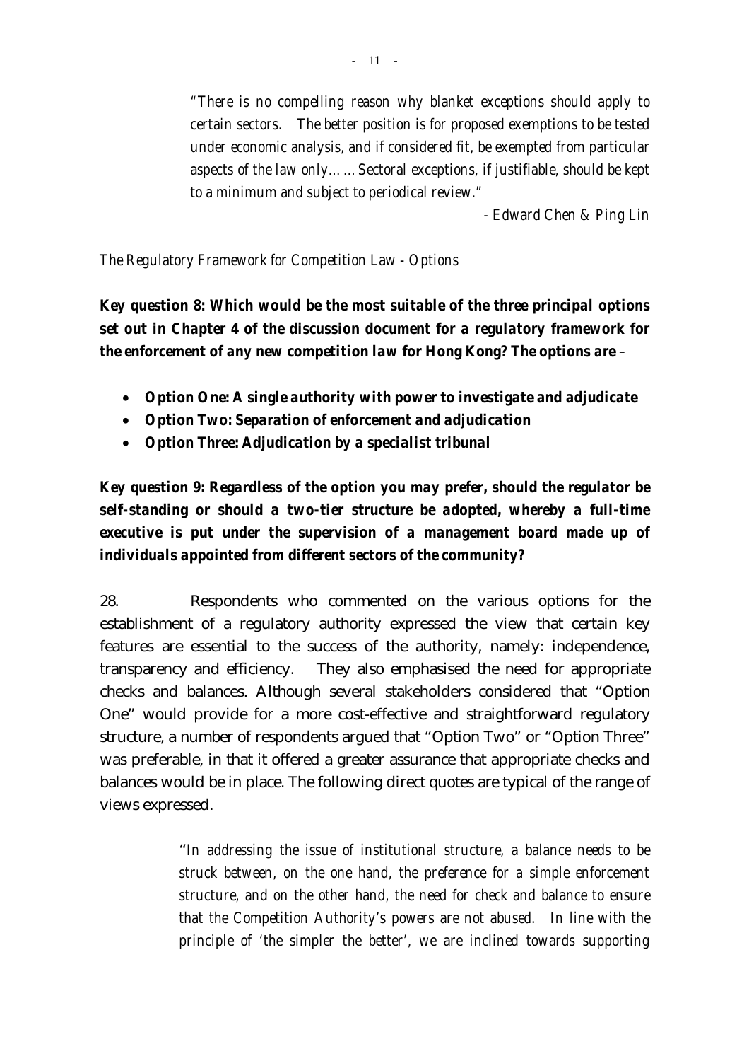*"There is no compelling reason why blanket exceptions should apply to certain sectors. The better position is for proposed exemptions to be tested under economic analysis, and if considered fit, be exempted from particular aspects of the law only……Sectoral exceptions, if justifiable, should be kept to a minimum and subject to periodical review."*

*- Edward Chen & Ping Lin*

*The Regulatory Framework for Competition Law - Options*

***Key question 8: Which would be the most suitable of the three principal options set out in Chapter 4 of the discussion document for a regulatory framework for the enforcement of any new competition law for Hong Kong? The options are –***

- ***Option One: A single authority with power to investigate and adjudicate***
- ***Option Two: Separation of enforcement and adjudication***
- ***Option Three: Adjudication by a specialist tribunal***

***Key question 9: Regardless of the option you may prefer, should the regulator be self-standing or should a two-tier structure be adopted, whereby a full-time executive is put under the supervision of a management board made up of individuals appointed from different sectors of the community?***

28. Respondents who commented on the various options for the establishment of a regulatory authority expressed the view that certain key features are essential to the success of the authority, namely: independence, transparency and efficiency. They also emphasised the need for appropriate checks and balances. Although several stakeholders considered that "Option One" would provide for a more cost-effective and straightforward regulatory structure, a number of respondents argued that "Option Two" or "Option Three" was preferable, in that it offered a greater assurance that appropriate checks and balances would be in place. The following direct quotes are typical of the range of views expressed.

*"In addressing the issue of institutional structure, a balance needs to be struck between, on the one hand, the preference for a simple enforcement structure, and on the other hand, the need for check and balance to ensure that the Competition Authority's powers are not abused. In line with the principle of 'the simpler the better', we are inclined towards supporting*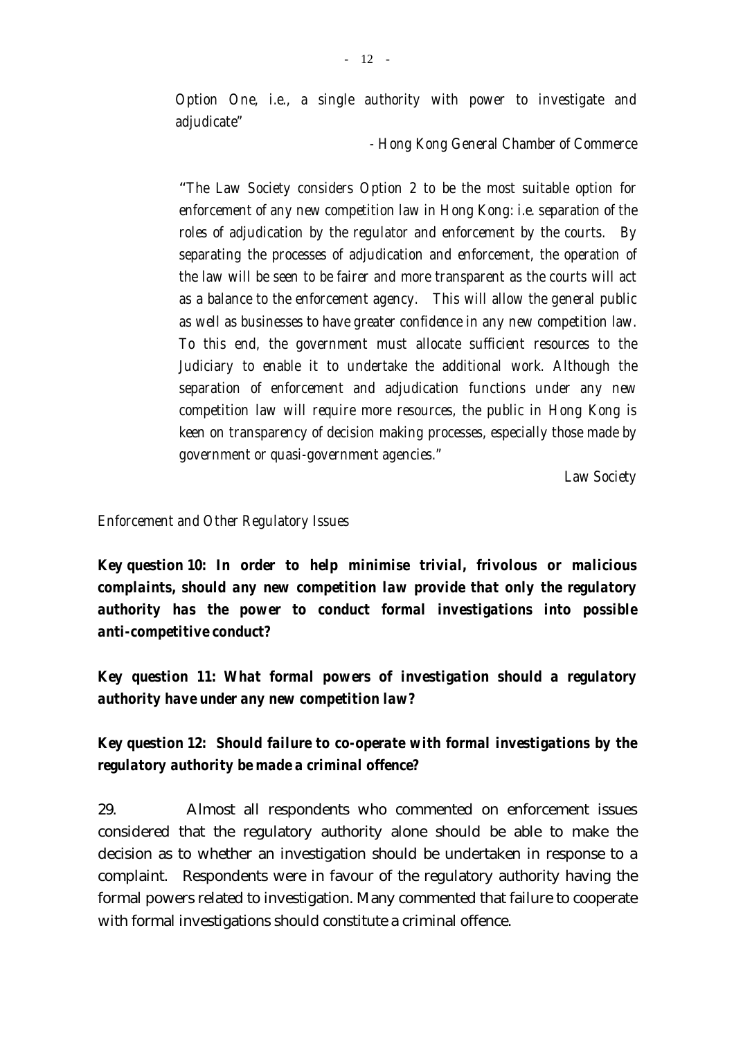*Option One, i.e., a single authority with power to investigate and adjudicate"*

*- Hong Kong General Chamber of Commerce*

*"The Law Society considers Option 2 to be the most suitable option for enforcement of any new competition law in Hong Kong: i.e. separation of the roles of adjudication by the regulator and enforcement by the courts. By separating the processes of adjudication and enforcement, the operation of the law will be seen to be fairer and more transparent as the courts will act as a balance to the enforcement agency. This will allow the general public as well as businesses to have greater confidence in any new competition law. To this end, the government must allocate sufficient resources to the Judiciary to enable it to undertake the additional work. Although the separation of enforcement and adjudication functions under any new competition law will require more resources, the public in Hong Kong is keen on transparency of decision making processes, especially those made by government or quasi-government agencies."*

*Law Society*

*Enforcement and Other Regulatory Issues*

***Key question 10: In order to help minimise trivial, frivolous or malicious complaints, should any new competition law provide that only the regulatory authority has the power to conduct formal investigations into possible anti-competitive conduct?***

***Key question 11: What formal powers of investigation should a regulatory authority have under any new competition law?***

***Key question 12: Should failure to co-operate with formal investigations by the regulatory authority be made a criminal offence?***

29. Almost all respondents who commented on enforcement issues considered that the regulatory authority alone should be able to make the decision as to whether an investigation should be undertaken in response to a complaint. Respondents were in favour of the regulatory authority having the formal powers related to investigation. Many commented that failure to cooperate with formal investigations should constitute a criminal offence.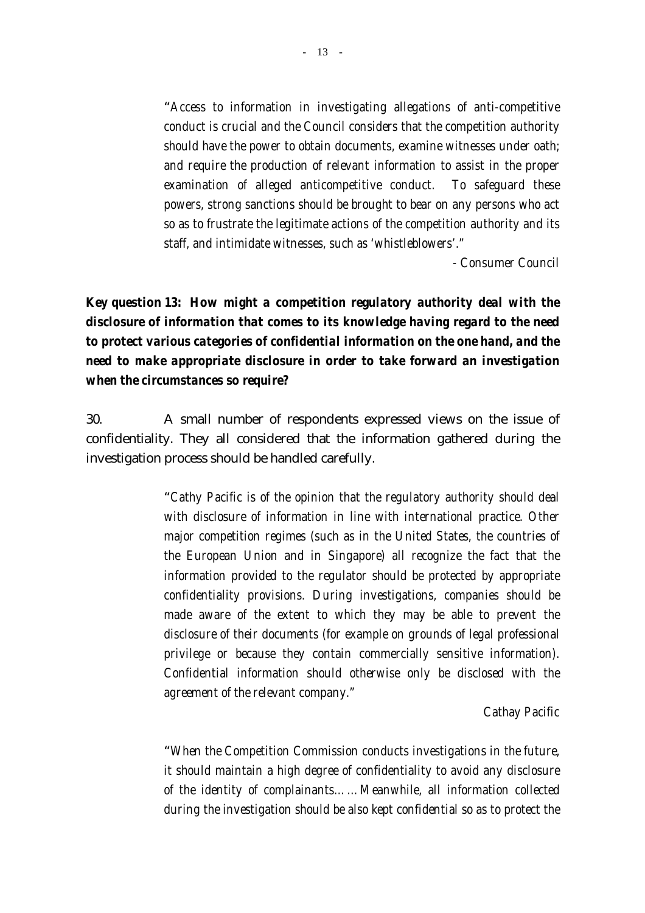*"Access to information in investigating allegations of anti-competitive conduct is crucial and the Council considers that the competition authority should have the power to obtain documents, examine witnesses under oath; and require the production of relevant information to assist in the proper examination of alleged anticompetitive conduct. To safeguard these powers, strong sanctions should be brought to bear on any persons who act so as to frustrate the legitimate actions of the competition authority and its staff, and intimidate witnesses, such as 'whistleblowers'."*

*- Consumer Council*

***Key question 13: How might a competition regulatory authority deal with the disclosure of information that comes to its knowledge having regard to the need to protect various categories of confidential information on the one hand, and the need to make appropriate disclosure in order to take forward an investigation when the circumstances so require?***

30. A small number of respondents expressed views on the issue of confidentiality. They all considered that the information gathered during the investigation process should be handled carefully.

*"Cathy Pacific is of the opinion that the regulatory authority should deal with disclosure of information in line with international practice. Other major competition regimes (such as in the United States, the countries of the European Union and in Singapore) all recognize the fact that the information provided to the regulator should be protected by appropriate confidentiality provisions. During investigations, companies should be made aware of the extent to which they may be able to prevent the disclosure of their documents (for example on grounds of legal professional privilege or because they contain commercially sensitive information). Confidential information should otherwise only be disclosed with the agreement of the relevant company."*

*Cathay Pacific*

*"When the Competition Commission conducts investigations in the future, it should maintain a high degree of confidentiality to avoid any disclosure of the identity of complainants……Meanwhile, all information collected during the investigation should be also kept confidential so as to protect the*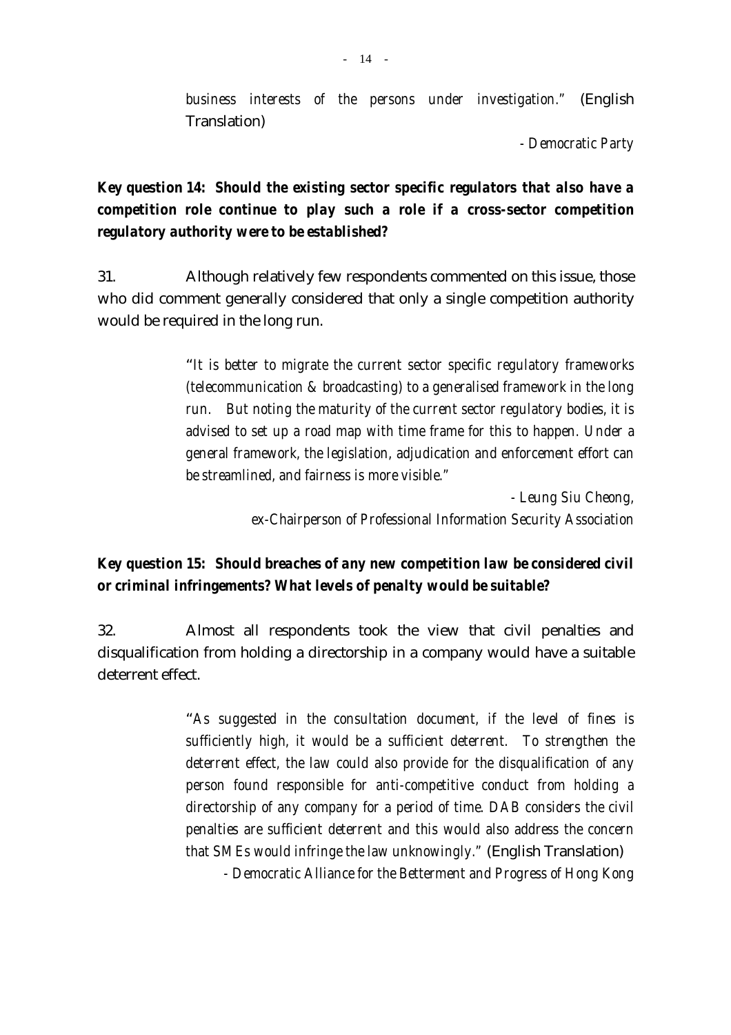*business interests of the persons under investigation.*" (English Translation)

*- Democratic Party*

***Key question 14: Should the existing sector specific regulators that also have a competition role continue to play such a role if a cross-sector competition regulatory authority were to be established?***

31. Although relatively few respondents commented on this issue, those who did comment generally considered that only a single competition authority would be required in the long run.

> "*It is better to migrate the current sector specific regulatory frameworks (telecommunication & broadcasting) to a generalised framework in the long run. But noting the maturity of the current sector regulatory bodies, it is advised to set up a road map with time frame for this to happen. Under a general framework, the legislation, adjudication and enforcement effort can be streamlined, and fairness is more visible.*"
>
> *- Leung Siu Cheong, ex-Chairperson of Professional Information Security Association*

***Key question 15: Should breaches of any new competition law be considered civil or criminal infringements? What levels of penalty would be suitable?***

32. Almost all respondents took the view that civil penalties and disqualification from holding a directorship in a company would have a suitable deterrent effect.

> "*As suggested in the consultation document, if the level of fines is sufficiently high, it would be a sufficient deterrent. To strengthen the deterrent effect, the law could also provide for the disqualification of any person found responsible for anti-competitive conduct from holding a directorship of any company for a period of time. DAB considers the civil penalties are sufficient deterrent and this would also address the concern that SMEs would infringe the law unknowingly.*" (English Translation)
>
> *- Democratic Alliance for the Betterment and Progress of Hong Kong*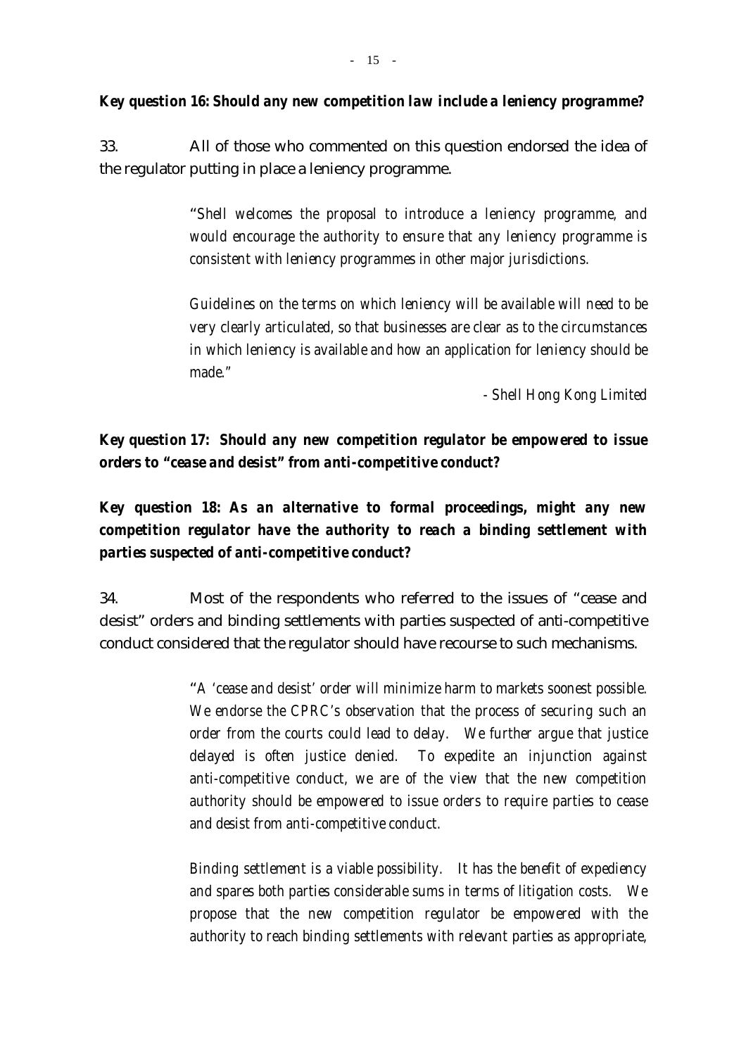***Key question 16: Should any new competition law include a leniency programme?***

33. All of those who commented on this question endorsed the idea of the regulator putting in place a leniency programme.

> *"Shell welcomes the proposal to introduce a leniency programme, and would encourage the authority to ensure that any leniency programme is consistent with leniency programmes in other major jurisdictions.*
>
> *Guidelines on the terms on which leniency will be available will need to be very clearly articulated, so that businesses are clear as to the circumstances in which leniency is available and how an application for leniency should be made."*
>
> *- Shell Hong Kong Limited*

***Key question 17: Should any new competition regulator be empowered to issue orders to "cease and desist" from anti-competitive conduct?***

***Key question 18: As an alternative to formal proceedings, might any new competition regulator have the authority to reach a binding settlement with parties suspected of anti-competitive conduct?***

34. Most of the respondents who referred to the issues of "cease and desist" orders and binding settlements with parties suspected of anti-competitive conduct considered that the regulator should have recourse to such mechanisms.

> *"A 'cease and desist' order will minimize harm to markets soonest possible. We endorse the CPRC's observation that the process of securing such an order from the courts could lead to delay. We further argue that justice delayed is often justice denied. To expedite an injunction against anti-competitive conduct, we are of the view that the new competition authority should be empowered to issue orders to require parties to cease and desist from anti-competitive conduct.*
>
> *Binding settlement is a viable possibility. It has the benefit of expediency and spares both parties considerable sums in terms of litigation costs. We propose that the new competition regulator be empowered with the authority to reach binding settlements with relevant parties as appropriate,*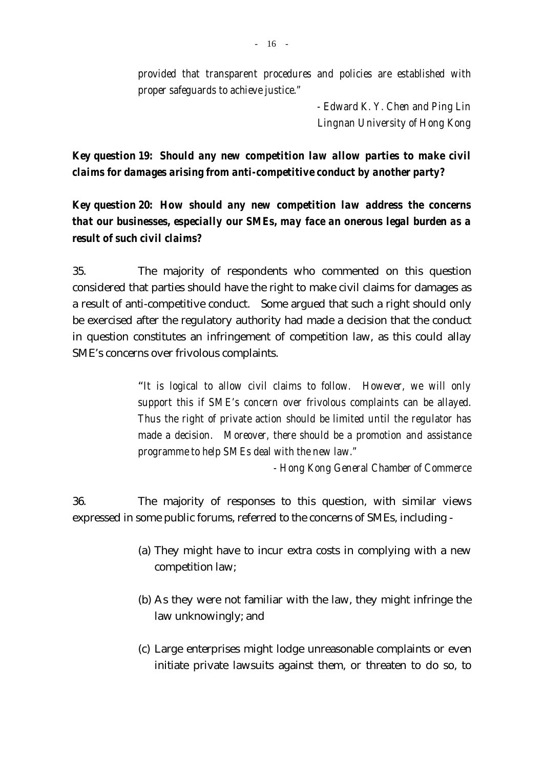*provided that transparent procedures and policies are established with proper safeguards to achieve justice."*

*- Edward K. Y. Chen and Ping Lin*
*Lingnan University of Hong Kong*

***Key question 19: Should any new competition law allow parties to make civil claims for damages arising from anti-competitive conduct by another party?***

***Key question 20: How should any new competition law address the concerns that our businesses, especially our SMEs, may face an onerous legal burden as a result of such civil claims?***

35. The majority of respondents who commented on this question considered that parties should have the right to make civil claims for damages as a result of anti-competitive conduct. Some argued that such a right should only be exercised after the regulatory authority had made a decision that the conduct in question constitutes an infringement of competition law, as this could allay SME's concerns over frivolous complaints.

> *"It is logical to allow civil claims to follow. However, we will only support this if SME's concern over frivolous complaints can be allayed. Thus the right of private action should be limited until the regulator has made a decision. Moreover, there should be a promotion and assistance programme to help SMEs deal with the new law."*
>
> *- Hong Kong General Chamber of Commerce*

36. The majority of responses to this question, with similar views expressed in some public forums, referred to the concerns of SMEs, including -

(a) They might have to incur extra costs in complying with a new competition law;

(b) As they were not familiar with the law, they might infringe the law unknowingly; and

(c) Large enterprises might lodge unreasonable complaints or even initiate private lawsuits against them, or threaten to do so, to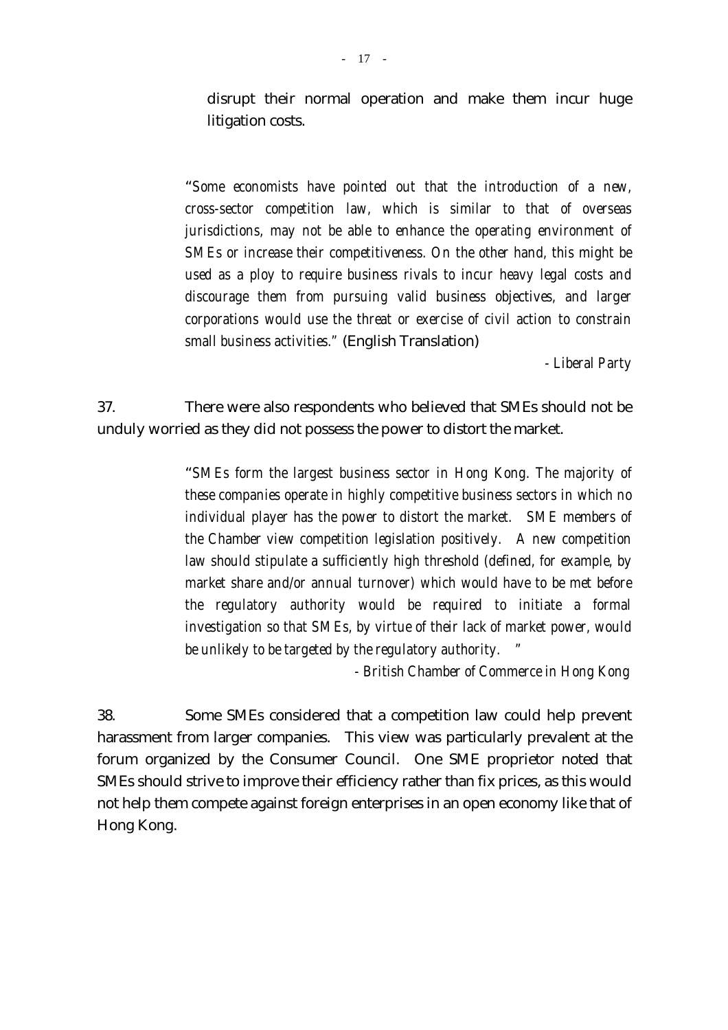disrupt their normal operation and make them incur huge litigation costs.

> "*Some economists have pointed out that the introduction of a new, cross-sector competition law, which is similar to that of overseas jurisdictions, may not be able to enhance the operating environment of SMEs or increase their competitiveness. On the other hand, this might be used as a ploy to require business rivals to incur heavy legal costs and discourage them from pursuing valid business objectives, and larger corporations would use the threat or exercise of civil action to constrain small business activities.*" (English Translation)
>
> *- Liberal Party*

37. There were also respondents who believed that SMEs should not be unduly worried as they did not possess the power to distort the market.

> "*SMEs form the largest business sector in Hong Kong. The majority of these companies operate in highly competitive business sectors in which no individual player has the power to distort the market. SME members of the Chamber view competition legislation positively. A new competition law should stipulate a sufficiently high threshold (defined, for example, by market share and/or annual turnover) which would have to be met before the regulatory authority would be required to initiate a formal investigation so that SMEs, by virtue of their lack of market power, would be unlikely to be targeted by the regulatory authority.* "
>
> *- British Chamber of Commerce in Hong Kong*

38. Some SMEs considered that a competition law could help prevent harassment from larger companies. This view was particularly prevalent at the forum organized by the Consumer Council. One SME proprietor noted that SMEs should strive to improve their efficiency rather than fix prices, as this would not help them compete against foreign enterprises in an open economy like that of Hong Kong.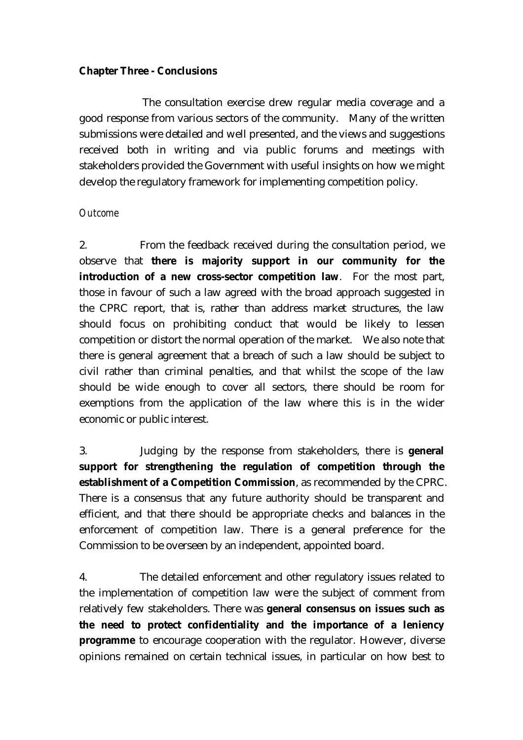**Chapter Three - Conclusions**

The consultation exercise drew regular media coverage and a good response from various sectors of the community. Many of the written submissions were detailed and well presented, and the views and suggestions received both in writing and via public forums and meetings with stakeholders provided the Government with useful insights on how we might develop the regulatory framework for implementing competition policy.

*Outcome*

2. From the feedback received during the consultation period, we observe that **there is majority support in our community for the introduction of a new cross-sector competition law**. For the most part, those in favour of such a law agreed with the broad approach suggested in the CPRC report, that is, rather than address market structures, the law should focus on prohibiting conduct that would be likely to lessen competition or distort the normal operation of the market. We also note that there is general agreement that a breach of such a law should be subject to civil rather than criminal penalties, and that whilst the scope of the law should be wide enough to cover all sectors, there should be room for exemptions from the application of the law where this is in the wider economic or public interest.

3. Judging by the response from stakeholders, there is **general support for strengthening the regulation of competition through the establishment of a Competition Commission**, as recommended by the CPRC. There is a consensus that any future authority should be transparent and efficient, and that there should be appropriate checks and balances in the enforcement of competition law. There is a general preference for the Commission to be overseen by an independent, appointed board.

4. The detailed enforcement and other regulatory issues related to the implementation of competition law were the subject of comment from relatively few stakeholders. There was **general consensus on issues such as the need to protect confidentiality and the importance of a leniency programme** to encourage cooperation with the regulator. However, diverse opinions remained on certain technical issues, in particular on how best to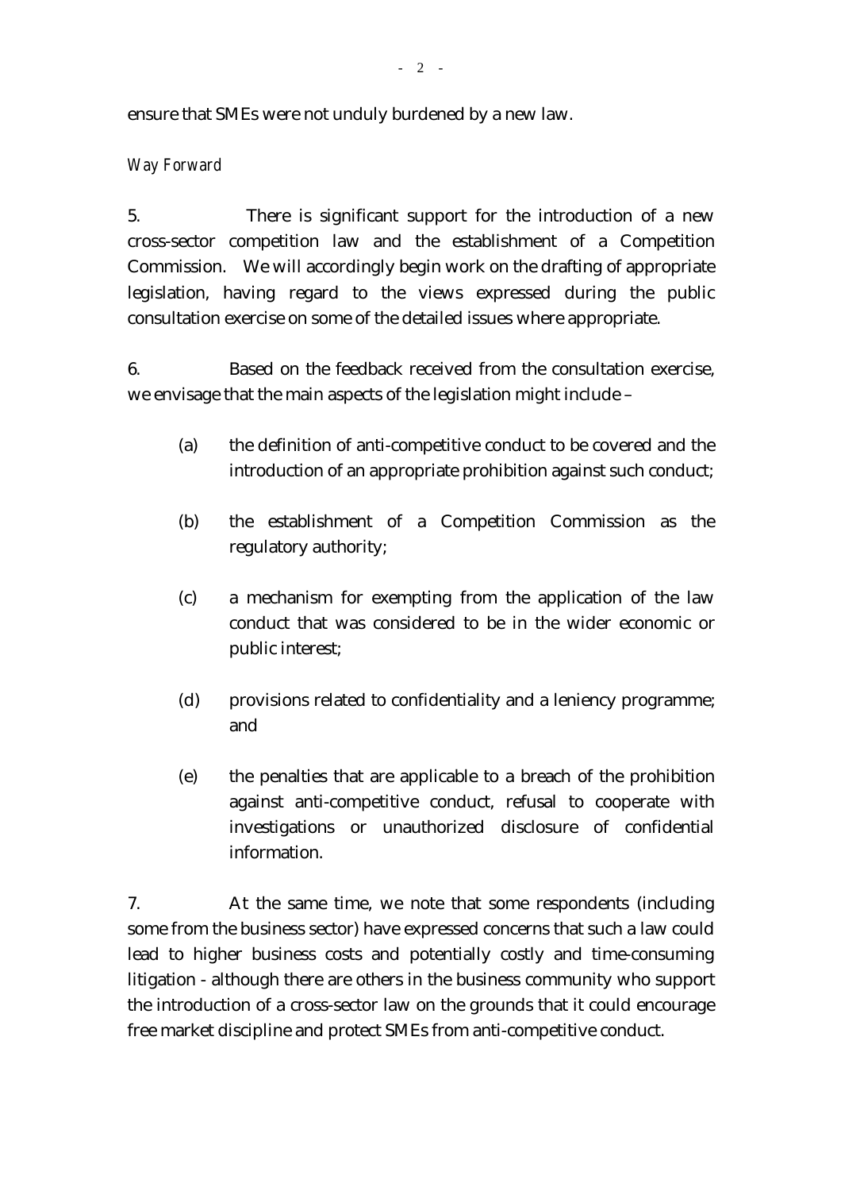ensure that SMEs were not unduly burdened by a new law.

*Way Forward*

5. There is significant support for the introduction of a new cross-sector competition law and the establishment of a Competition Commission. We will accordingly begin work on the drafting of appropriate legislation, having regard to the views expressed during the public consultation exercise on some of the detailed issues where appropriate.

6. Based on the feedback received from the consultation exercise, we envisage that the main aspects of the legislation might include –

(a) the definition of anti-competitive conduct to be covered and the introduction of an appropriate prohibition against such conduct;

(b) the establishment of a Competition Commission as the regulatory authority;

(c) a mechanism for exempting from the application of the law conduct that was considered to be in the wider economic or public interest;

(d) provisions related to confidentiality and a leniency programme; and

(e) the penalties that are applicable to a breach of the prohibition against anti-competitive conduct, refusal to cooperate with investigations or unauthorized disclosure of confidential information.

7. At the same time, we note that some respondents (including some from the business sector) have expressed concerns that such a law could lead to higher business costs and potentially costly and time-consuming litigation - although there are others in the business community who support the introduction of a cross-sector law on the grounds that it could encourage free market discipline and protect SMEs from anti-competitive conduct.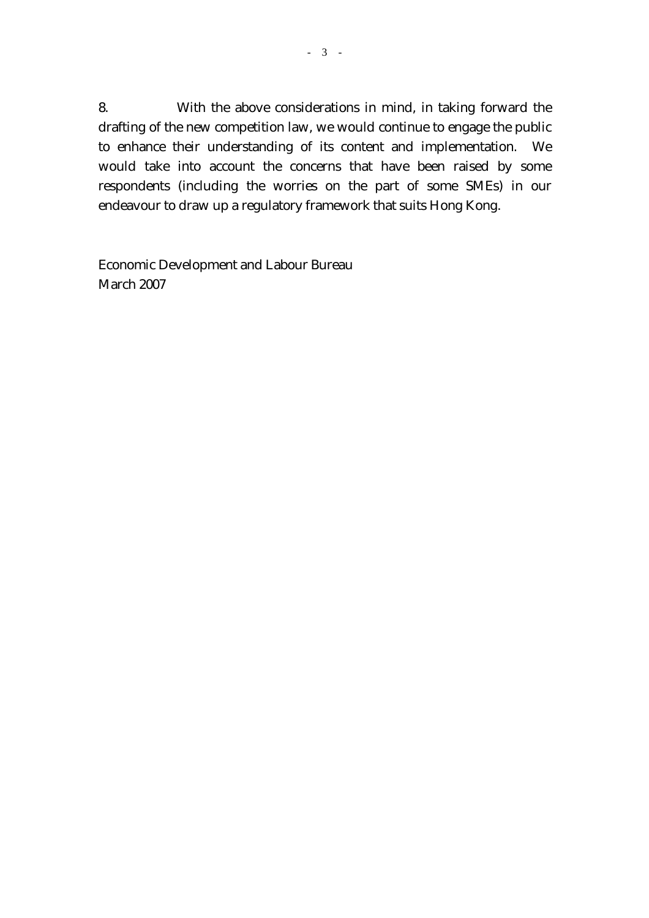8. With the above considerations in mind, in taking forward the drafting of the new competition law, we would continue to engage the public to enhance their understanding of its content and implementation. We would take into account the concerns that have been raised by some respondents (including the worries on the part of some SMEs) in our endeavour to draw up a regulatory framework that suits Hong Kong.

Economic Development and Labour Bureau
March 2007